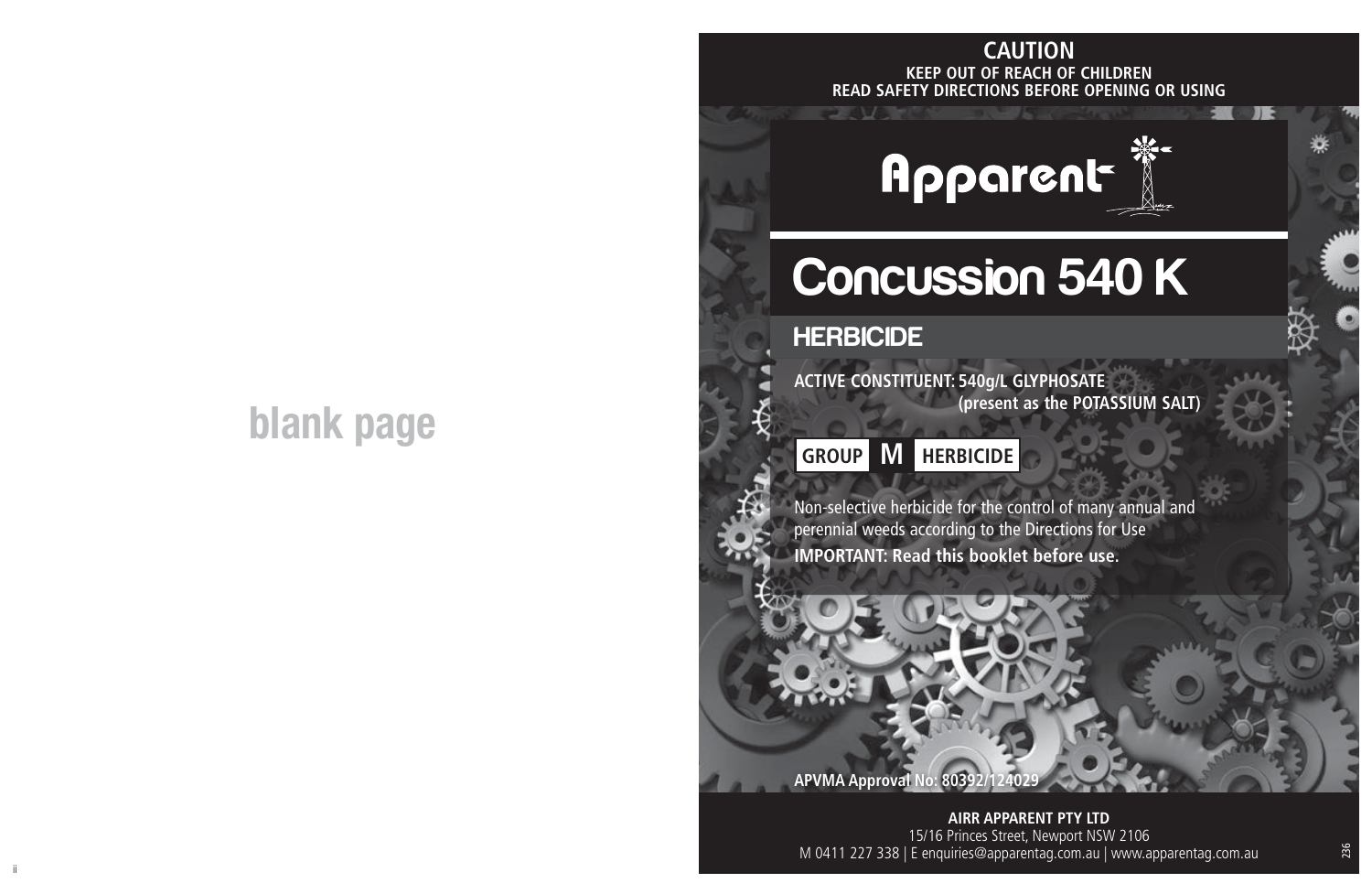blank page

**CAUTION**

**KEEP OUT OF REACH OF CHILDREN**

**READ SAFETY DIRECTIONS BEFORE OPENING OR USING**

Apparent

# Concussion 540 K

## HERBICIDE

**ACTIVE CONSTITUENT: 540g/L GLYPHOSATE**
**(present as the POTASSIUM SALT)**

**GROUP M HERBICIDE**

Non-selective herbicide for the control of many annual and perennial weeds according to the Directions for Use

**IMPORTANT: Read this booklet before use.**

**APVMA Approval No: 80392/124029**

**AIRR APPARENT PTY LTD**

15/16 Princes Street, Newport NSW 2106

M 0411 227 338 | E enquiries@apparentag.com.au | www.apparentag.com.au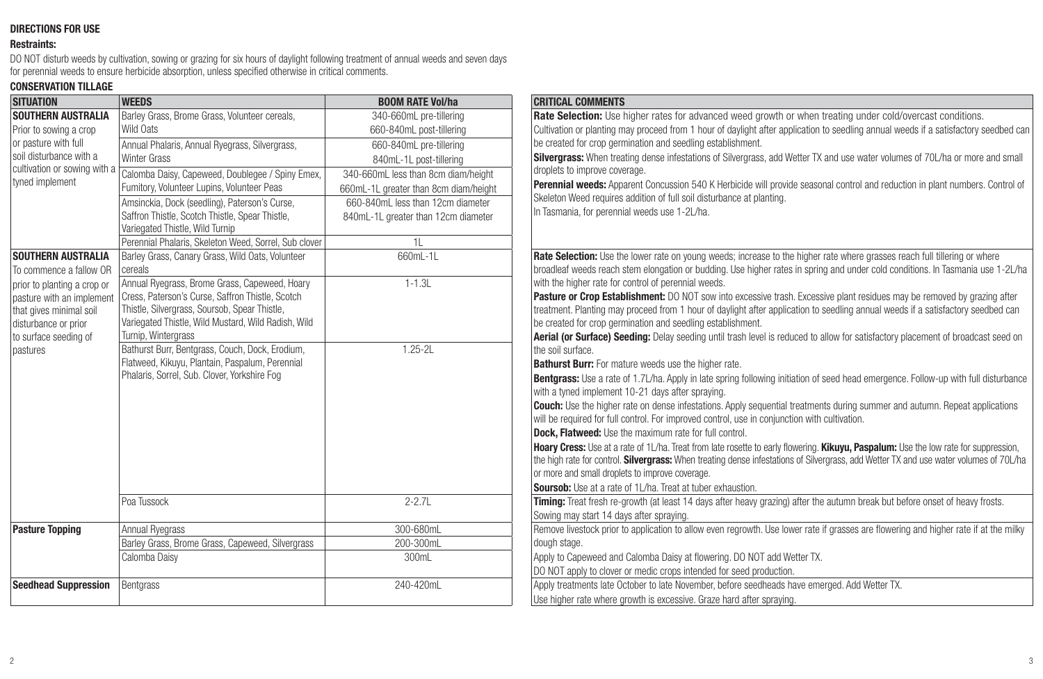## DIRECTIONS FOR USE

**Restraints:**

DO NOT disturb weeds by cultivation, sowing or grazing for six hours of daylight following treatment of annual weeds and seven days for perennial weeds to ensure herbicide absorption, unless specified otherwise in critical comments.

### CONSERVATION TILLAGE

| SITUATION | WEEDS | BOOM RATE Vol/ha | CRITICAL COMMENTS |
|---|---|---|---|
| **SOUTHERN AUSTRALIA** Prior to sowing a crop or pasture with full soil disturbance with a cultivation or sowing with a tyned implement | Barley Grass, Brome Grass, Volunteer cereals, Wild Oats | 340-660mL pre-tillering<br>660-840mL post-tillering | **Rate Selection:** Use higher rates for advanced weed growth or when treating under cold/overcast conditions.<br>Cultivation or planting may proceed from 1 hour of daylight after application to seedling annual weeds if a satisfactory seedbed can be created for crop germination and seedling establishment.<br>**Silvergrass:** When treating dense infestations of Silvergrass, add Wetter TX and use water volumes of 70L/ha or more and small droplets to improve coverage.<br>**Perennial weeds:** Apparent Concussion 540 K Herbicide will provide seasonal control and reduction in plant numbers. Control of Skeleton Weed requires addition of full soil disturbance at planting.<br>In Tasmania, for perennial weeds use 1-2L/ha. |
| | Annual Phalaris, Annual Ryegrass, Silvergrass, Winter Grass | 660-840mL pre-tillering<br>840mL-1L post-tillering | |
| | Calomba Daisy, Capeweed, Doublegee / Spiny Emex, Fumitory, Volunteer Lupins, Volunteer Peas | 340-660mL less than 8cm diam/height<br>660mL-1L greater than 8cm diam/height | |
| | Amsinckia, Dock (seedling), Paterson's Curse, Saffron Thistle, Scotch Thistle, Spear Thistle, Variegated Thistle, Wild Turnip | 660-840mL less than 12cm diameter<br>840mL-1L greater than 12cm diameter | |
| | Perennial Phalaris, Skeleton Weed, Sorrel, Sub clover | 1L | |
| **SOUTHERN AUSTRALIA** To commence a fallow OR prior to planting a crop or pasture with an implement that gives minimal soil disturbance or prior to surface seeding of pastures | Barley Grass, Canary Grass, Wild Oats, Volunteer cereals | 660mL-1L | **Rate Selection:** Use the lower rate on young weeds; increase to the higher rate where grasses reach full tillering or where broadleaf weeds reach stem elongation or budding. Use higher rates in spring and under cold conditions. In Tasmania use 1-2L/ha with the higher rate for control of perennial weeds.<br>**Pasture or Crop Establishment:** DO NOT sow into excessive trash. Excessive plant residues may be removed by grazing after treatment. Planting may proceed from 1 hour of daylight after application to seedling annual weeds if a satisfactory seedbed can be created for crop germination and seedling establishment.<br>**Aerial (or Surface) Seeding:** Delay seeding until trash level is reduced to allow for satisfactory placement of broadcast seed on the soil surface.<br>**Bathurst Burr:** For mature weeds use the higher rate.<br>**Bentgrass:** Use a rate of 1.7L/ha. Apply in late spring following initiation of seed head emergence. Follow-up with full disturbance with a tyned implement 10-21 days after spraying.<br>**Couch:** Use the higher rate on dense infestations. Apply sequential treatments during summer and autumn. Repeat applications will be required for full control. For improved control, use in conjunction with cultivation.<br>**Dock, Flatweed:** Use the maximum rate for full control.<br>**Hoary Cress:** Use at a rate of 1L/ha. Treat from late rosette to early flowering. **Kikuyu, Paspalum:** Use the low rate for suppression, the high rate for control. **Silvergrass:** When treating dense infestations of Silvergrass, add Wetter TX and use water volumes of 70L/ha or more and small droplets to improve coverage.<br>**Soursob:** Use at a rate of 1L/ha. Treat at tuber exhaustion. |
| | Annual Ryegrass, Brome Grass, Capeweed, Hoary Cress, Paterson's Curse, Saffron Thistle, Scotch Thistle, Silvergrass, Soursob, Spear Thistle, Variegated Thistle, Wild Mustard, Wild Radish, Wild Turnip, Wintergrass | 1-1.3L | |
| | Bathurst Burr, Bentgrass, Couch, Dock, Erodium, Flatweed, Kikuyu, Plantain, Paspalum, Perennial Phalaris, Sorrel, Sub. Clover, Yorkshire Fog | 1.25-2L | |
| | Poa Tussock | 2-2.7L | **Timing:** Treat fresh re-growth (at least 14 days after heavy grazing) after the autumn break but before onset of heavy frosts. Sowing may start 14 days after spraying. |
| **Pasture Topping** | Annual Ryegrass | 300-680mL | Remove livestock prior to application to allow even regrowth. Use lower rate if grasses are flowering and higher rate if at the milky dough stage. |
| | Barley Grass, Brome Grass, Capeweed, Silvergrass | 200-300mL | |
| | Calomba Daisy | 300mL | Apply to Capeweed and Calomba Daisy at flowering. DO NOT add Wetter TX.<br>DO NOT apply to clover or medic crops intended for seed production. |
| **Seedhead Suppression** | Bentgrass | 240-420mL | Apply treatments late October to late November, before seedheads have emerged. Add Wetter TX.<br>Use higher rate where growth is excessive. Graze hard after spraying. |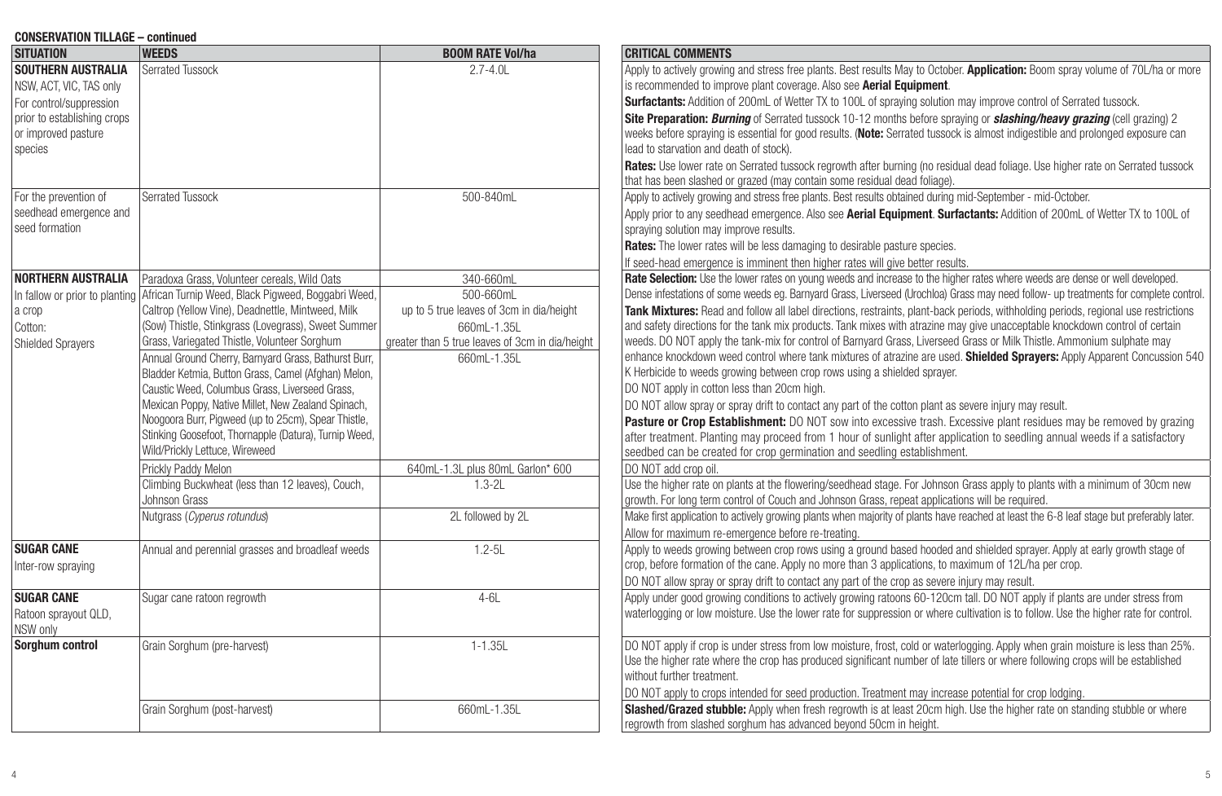**CONSERVATION TILLAGE – continued**

| SITUATION | WEEDS | BOOM RATE Vol/ha | CRITICAL COMMENTS |
|---|---|---|---|
| **SOUTHERN AUSTRALIA** NSW, ACT, VIC, TAS only For control/suppression prior to establishing crops or improved pasture species | Serrated Tussock | 2.7-4.0L | Apply to actively growing and stress free plants. Best results May to October. **Application:** Boom spray volume of 70L/ha or more is recommended to improve plant coverage. Also see **Aerial Equipment**. **Surfactants:** Addition of 200mL of Wetter TX to 100L of spraying solution may improve control of Serrated tussock. **Site Preparation:** ***Burning*** of Serrated tussock 10-12 months before spraying or ***slashing/heavy grazing*** (cell grazing) 2 weeks before spraying is essential for good results. (**Note:** Serrated tussock is almost indigestible and prolonged exposure can lead to starvation and death of stock). **Rates:** Use lower rate on Serrated tussock regrowth after burning (no residual dead foliage. Use higher rate on Serrated tussock that has been slashed or grazed (may contain some residual dead foliage). |
| For the prevention of seedhead emergence and seed formation | Serrated Tussock | 500-840mL | Apply to actively growing and stress free plants. Best results obtained during mid-September - mid-October. Apply prior to any seedhead emergence. Also see **Aerial Equipment**. **Surfactants:** Addition of 200mL of Wetter TX to 100L of spraying solution may improve results. **Rates:** The lower rates will be less damaging to desirable pasture species. If seed-head emergence is imminent then higher rates will give better results. |
| **NORTHERN AUSTRALIA** In fallow or prior to planting a crop Cotton: Shielded Sprayers | Paradoxa Grass, Volunteer cereals, Wild Oats | 340-660mL | **Rate Selection:** Use the lower rates on young weeds and increase to the higher rates where weeds are dense or well developed. Dense infestations of some weeds eg. Barnyard Grass, Liverseed (Urochloa) Grass may need follow- up treatments for complete control. **Tank Mixtures:** Read and follow all label directions, restraints, plant-back periods, withholding periods, regional use restrictions and safety directions for the tank mix products. Tank mixes with atrazine may give unacceptable knockdown control of certain weeds. DO NOT apply the tank-mix for control of Barnyard Grass, Liverseed Grass or Milk Thistle. Ammonium sulphate may enhance knockdown weed control where tank mixtures of atrazine are used. **Shielded Sprayers:** Apply Apparent Concussion 540 K Herbicide to weeds growing between crop rows using a shielded sprayer. DO NOT apply in cotton less than 20cm high. DO NOT allow spray or spray drift to contact any part of the cotton plant as severe injury may result. **Pasture or Crop Establishment:** DO NOT sow into excessive trash. Excessive plant residues may be removed by grazing after treatment. Planting may proceed from 1 hour of sunlight after application to seedling annual weeds if a satisfactory seedbed can be created for crop germination and seedling establishment. |
| | African Turnip Weed, Black Pigweed, Boggabri Weed, Caltrop (Yellow Vine), Deadnettle, Mintweed, Milk (Sow) Thistle, Stinkgrass (Lovegrass), Sweet Summer Grass, Variegated Thistle, Volunteer Sorghum | 500-660mL up to 5 true leaves of 3cm in dia/height 660mL-1.35L greater than 5 true leaves of 3cm in dia/height | |
| | Annual Ground Cherry, Barnyard Grass, Bathurst Burr, Bladder Ketmia, Button Grass, Camel (Afghan) Melon, Caustic Weed, Columbus Grass, Liverseed Grass, Mexican Poppy, Native Millet, New Zealand Spinach, Noogoora Burr, Pigweed (up to 25cm), Spear Thistle, Stinking Goosefoot, Thornapple (Datura), Turnip Weed, Wild/Prickly Lettuce, Wireweed | 660mL-1.35L | |
| | Prickly Paddy Melon | 640mL-1.3L plus 80mL Garlon* 600 | DO NOT add crop oil. |
| | Climbing Buckwheat (less than 12 leaves), Couch, Johnson Grass | 1.3-2L | Use the higher rate on plants at the flowering/seedhead stage. For Johnson Grass apply to plants with a minimum of 30cm new growth. For long term control of Couch and Johnson Grass, repeat applications will be required. |
| | Nutgrass (*Cyperus rotundus*) | 2L followed by 2L | Make first application to actively growing plants when majority of plants have reached at least the 6-8 leaf stage but preferably later. Allow for maximum re-emergence before re-treating. |
| **SUGAR CANE** Inter-row spraying | Annual and perennial grasses and broadleaf weeds | 1.2-5L | Apply to weeds growing between crop rows using a ground based hooded and shielded sprayer. Apply at early growth stage of crop, before formation of the cane. Apply no more than 3 applications, to maximum of 12L/ha per crop. DO NOT allow spray or spray drift to contact any part of the crop as severe injury may result. |
| **SUGAR CANE** Ratoon sprayout QLD, NSW only | Sugar cane ratoon regrowth | 4-6L | Apply under good growing conditions to actively growing ratoons 60-120cm tall. DO NOT apply if plants are under stress from waterlogging or low moisture. Use the lower rate for suppression or where cultivation is to follow. Use the higher rate for control. |
| **Sorghum control** | Grain Sorghum (pre-harvest) | 1-1.35L | DO NOT apply if crop is under stress from low moisture, frost, cold or waterlogging. Apply when grain moisture is less than 25%. Use the higher rate where the crop has produced significant number of late tillers or where following crops will be established without further treatment. DO NOT apply to crops intended for seed production. Treatment may increase potential for crop lodging. |
| | Grain Sorghum (post-harvest) | 660mL-1.35L | **Slashed/Grazed stubble:** Apply when fresh regrowth is at least 20cm high. Use the higher rate on standing stubble or where regrowth from slashed sorghum has advanced beyond 50cm in height. |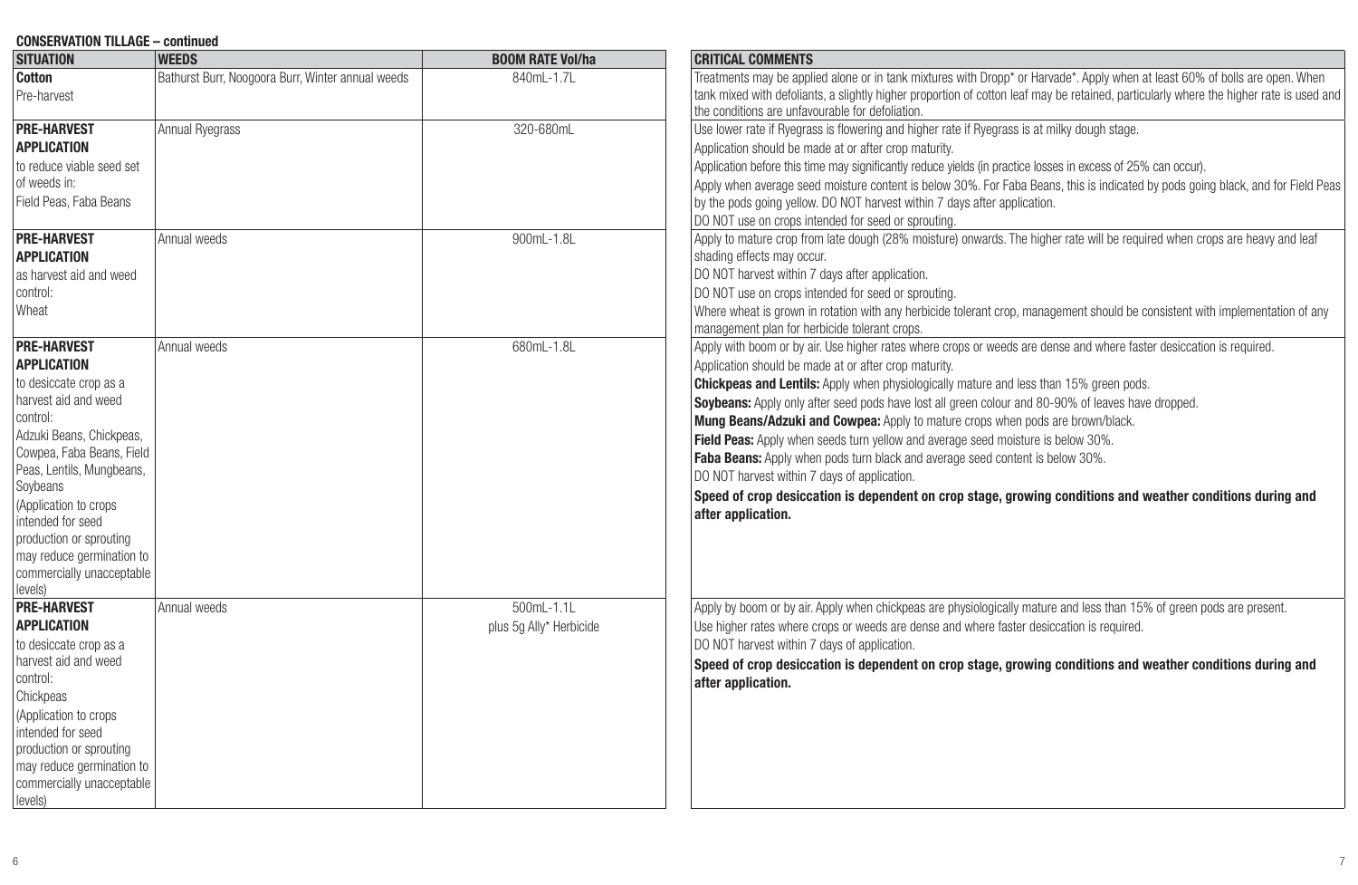**CONSERVATION TILLAGE – continued**

| SITUATION | WEEDS | BOOM RATE Vol/ha | CRITICAL COMMENTS |
|---|---|---|---|
| **Cotton**<br>Pre-harvest | Bathurst Burr, Noogoora Burr, Winter annual weeds | 840mL-1.7L | Treatments may be applied alone or in tank mixtures with Dropp* or Harvade*. Apply when at least 60% of bolls are open. When tank mixed with defoliants, a slightly higher proportion of cotton leaf may be retained, particularly where the higher rate is used and the conditions are unfavourable for defoliation. |
| **PRE-HARVEST APPLICATION**<br>to reduce viable seed set of weeds in:<br>Field Peas, Faba Beans | Annual Ryegrass | 320-680mL | Use lower rate if Ryegrass is flowering and higher rate if Ryegrass is at milky dough stage.<br>Application should be made at or after crop maturity.<br>Application before this time may significantly reduce yields (in practice losses in excess of 25% can occur).<br>Apply when average seed moisture content is below 30%. For Faba Beans, this is indicated by pods going black, and for Field Peas by the pods going yellow. DO NOT harvest within 7 days after application.<br>DO NOT use on crops intended for seed or sprouting. |
| **PRE-HARVEST APPLICATION**<br>as harvest aid and weed control:<br>Wheat | Annual weeds | 900mL-1.8L | Apply to mature crop from late dough (28% moisture) onwards. The higher rate will be required when crops are heavy and leaf shading effects may occur.<br>DO NOT harvest within 7 days after application.<br>DO NOT use on crops intended for seed or sprouting.<br>Where wheat is grown in rotation with any herbicide tolerant crop, management should be consistent with implementation of any management plan for herbicide tolerant crops. |
| **PRE-HARVEST APPLICATION**<br>to desiccate crop as a harvest aid and weed control:<br>Adzuki Beans, Chickpeas, Cowpea, Faba Beans, Field Peas, Lentils, Mungbeans, Soybeans<br>(Application to crops intended for seed production or sprouting may reduce germination to commercially unacceptable levels) | Annual weeds | 680mL-1.8L | Apply with boom or by air. Use higher rates where crops or weeds are dense and where faster desiccation is required.<br>Application should be made at or after crop maturity.<br>**Chickpeas and Lentils:** Apply when physiologically mature and less than 15% green pods.<br>**Soybeans:** Apply only after seed pods have lost all green colour and 80-90% of leaves have dropped.<br>**Mung Beans/Adzuki and Cowpea:** Apply to mature crops when pods are brown/black.<br>**Field Peas:** Apply when seeds turn yellow and average seed moisture is below 30%.<br>**Faba Beans:** Apply when pods turn black and average seed content is below 30%.<br>DO NOT harvest within 7 days of application.<br>**Speed of crop desiccation is dependent on crop stage, growing conditions and weather conditions during and after application.** |
| **PRE-HARVEST APPLICATION**<br>to desiccate crop as a harvest aid and weed control:<br>Chickpeas<br>(Application to crops intended for seed production or sprouting may reduce germination to commercially unacceptable levels) | Annual weeds | 500mL-1.1L<br>plus 5g Ally* Herbicide | Apply by boom or by air. Apply when chickpeas are physiologically mature and less than 15% of green pods are present.<br>Use higher rates where crops or weeds are dense and where faster desiccation is required.<br>DO NOT harvest within 7 days of application.<br>**Speed of crop desiccation is dependent on crop stage, growing conditions and weather conditions during and after application.** |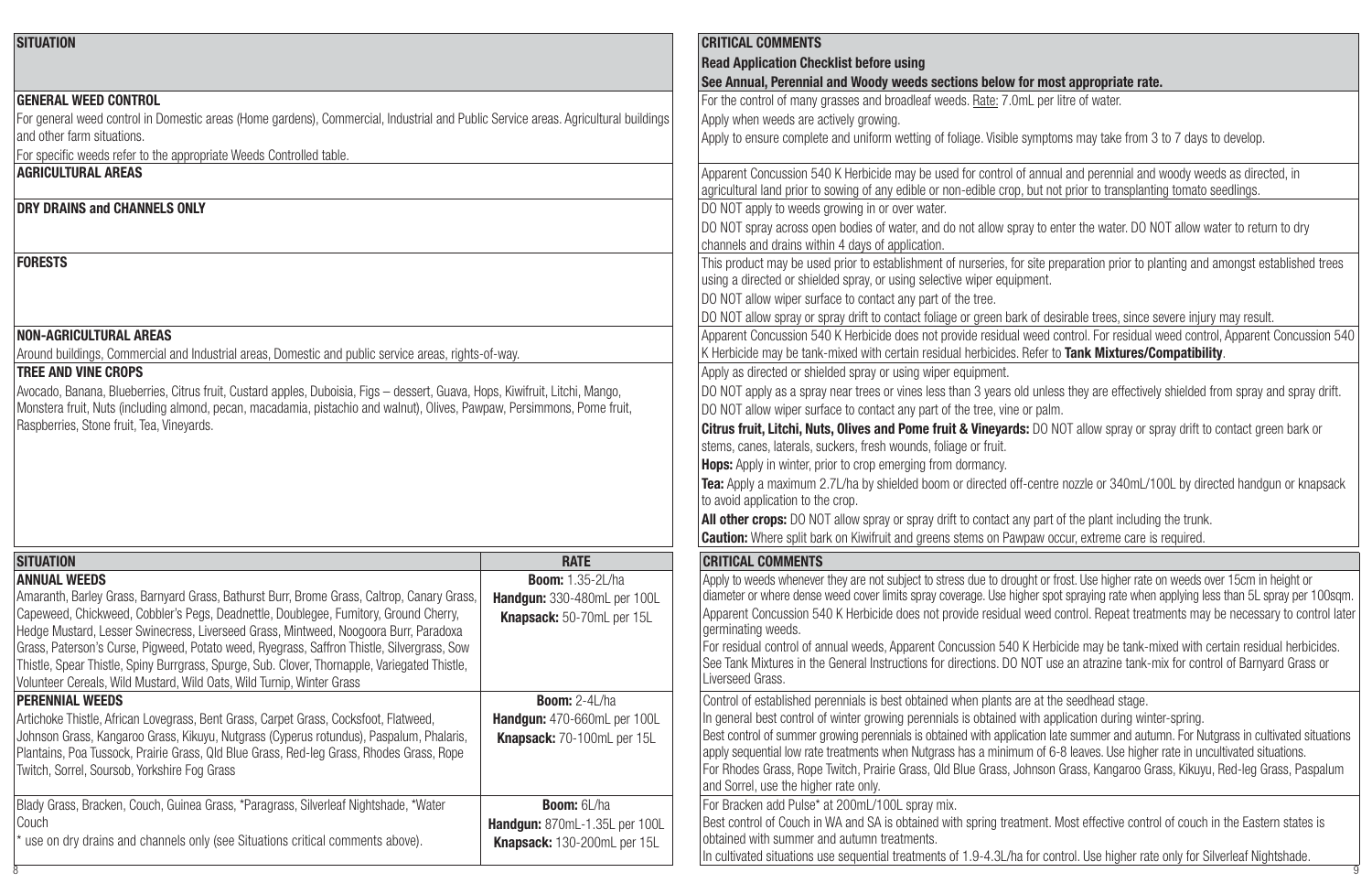| SITUATION | CRITICAL COMMENTS |
|---|---|
| | **Read Application Checklist before using** **See Annual, Perennial and Woody weeds sections below for most appropriate rate.** |
| **GENERAL WEED CONTROL** For general weed control in Domestic areas (Home gardens), Commercial, Industrial and Public Service areas. Agricultural buildings and other farm situations. For specific weeds refer to the appropriate Weeds Controlled table. | For the control of many grasses and broadleaf weeds. Rate: 7.0mL per litre of water. Apply when weeds are actively growing. Apply to ensure complete and uniform wetting of foliage. Visible symptoms may take from 3 to 7 days to develop. |
| **AGRICULTURAL AREAS** | Apparent Concussion 540 K Herbicide may be used for control of annual and perennial and woody weeds as directed, in agricultural land prior to sowing of any edible or non-edible crop, but not prior to transplanting tomato seedlings. |
| **DRY DRAINS and CHANNELS ONLY** | DO NOT apply to weeds growing in or over water. DO NOT spray across open bodies of water, and do not allow spray to enter the water. DO NOT allow water to return to dry channels and drains within 4 days of application. |
| **FORESTS** | This product may be used prior to establishment of nurseries, for site preparation prior to planting and amongst established trees using a directed or shielded spray, or using selective wiper equipment. DO NOT allow wiper surface to contact any part of the tree. DO NOT allow spray or spray drift to contact foliage or green bark of desirable trees, since severe injury may result. |
| **NON-AGRICULTURAL AREAS** Around buildings, Commercial and Industrial areas, Domestic and public service areas, rights-of-way. | Apparent Concussion 540 K Herbicide does not provide residual weed control. For residual weed control, Apparent Concussion 540 K Herbicide may be tank-mixed with certain residual herbicides. Refer to **Tank Mixtures/Compatibility**. |
| **TREE AND VINE CROPS** Avocado, Banana, Blueberries, Citrus fruit, Custard apples, Duboisia, Figs – dessert, Guava, Hops, Kiwifruit, Litchi, Mango, Monstera fruit, Nuts (including almond, pecan, macadamia, pistachio and walnut), Olives, Pawpaw, Persimmons, Pome fruit, Raspberries, Stone fruit, Tea, Vineyards. | Apply as directed or shielded spray or using wiper equipment. DO NOT apply as a spray near trees or vines less than 3 years old unless they are effectively shielded from spray and spray drift. DO NOT allow wiper surface to contact any part of the tree, vine or palm. **Citrus fruit, Litchi, Nuts, Olives and Pome fruit & Vineyards:** DO NOT allow spray or spray drift to contact green bark or stems, canes, laterals, suckers, fresh wounds, foliage or fruit. **Hops:** Apply in winter, prior to crop emerging from dormancy. **Tea:** Apply a maximum 2.7L/ha by shielded boom or directed off-centre nozzle or 340mL/100L by directed handgun or knapsack to avoid application to the crop. **All other crops:** DO NOT allow spray or spray drift to contact any part of the plant including the trunk. **Caution:** Where split bark on Kiwifruit and greens stems on Pawpaw occur, extreme care is required. |

| SITUATION | RATE | CRITICAL COMMENTS |
|---|---|---|
| **ANNUAL WEEDS** Amaranth, Barley Grass, Barnyard Grass, Bathurst Burr, Brome Grass, Caltrop, Canary Grass, Capeweed, Chickweed, Cobbler's Pegs, Deadnettle, Doublegee, Fumitory, Ground Cherry, Hedge Mustard, Lesser Swinecress, Liverseed Grass, Mintweed, Noogoora Burr, Paradoxa Grass, Paterson's Curse, Pigweed, Potato weed, Ryegrass, Saffron Thistle, Silvergrass, Sow Thistle, Spear Thistle, Spiny Burrgrass, Spurge, Sub. Clover, Thornapple, Variegated Thistle, Volunteer Cereals, Wild Mustard, Wild Oats, Wild Turnip, Winter Grass | **Boom:** 1.35-2L/ha **Handgun:** 330-480mL per 100L **Knapsack:** 50-70mL per 15L | Apply to weeds whenever they are not subject to stress due to drought or frost. Use higher rate on weeds over 15cm in height or diameter or where dense weed cover limits spray coverage. Use higher spot spraying rate when applying less than 5L spray per 100sqm. Apparent Concussion 540 K Herbicide does not provide residual weed control. Repeat treatments may be necessary to control later germinating weeds. For residual control of annual weeds, Apparent Concussion 540 K Herbicide may be tank-mixed with certain residual herbicides. See Tank Mixtures in the General Instructions for directions. DO NOT use an atrazine tank-mix for control of Barnyard Grass or Liverseed Grass. |
| **PERENNIAL WEEDS** Artichoke Thistle, African Lovegrass, Bent Grass, Carpet Grass, Cocksfoot, Flatweed, Johnson Grass, Kangaroo Grass, Kikuyu, Nutgrass (Cyperus rotundus), Paspalum, Phalaris, Plantains, Poa Tussock, Prairie Grass, Qld Blue Grass, Red-leg Grass, Rhodes Grass, Rope Twitch, Sorrel, Soursob, Yorkshire Fog Grass | **Boom:** 2-4L/ha **Handgun:** 470-660mL per 100L **Knapsack:** 70-100mL per 15L | Control of established perennials is best obtained when plants are at the seedhead stage. In general best control of winter growing perennials is obtained with application during winter-spring. Best control of summer growing perennials is obtained with application late summer and autumn. For Nutgrass in cultivated situations apply sequential low rate treatments when Nutgrass has a minimum of 6-8 leaves. Use higher rate in uncultivated situations. For Rhodes Grass, Rope Twitch, Prairie Grass, Qld Blue Grass, Johnson Grass, Kangaroo Grass, Kikuyu, Red-leg Grass, Paspalum and Sorrel, use the higher rate only. |
| Blady Grass, Bracken, Couch, Guinea Grass, *Paragrass, Silverleaf Nightshade, *Water Couch * use on dry drains and channels only (see Situations critical comments above). | **Boom:** 6L/ha **Handgun:** 870mL-1.35L per 100L **Knapsack:** 130-200mL per 15L | For Bracken add Pulse* at 200mL/100L spray mix. Best control of Couch in WA and SA is obtained with spring treatment. Most effective control of couch in the Eastern states is obtained with summer and autumn treatments. In cultivated situations use sequential treatments of 1.9-4.3L/ha for control. Use higher rate only for Silverleaf Nightshade. |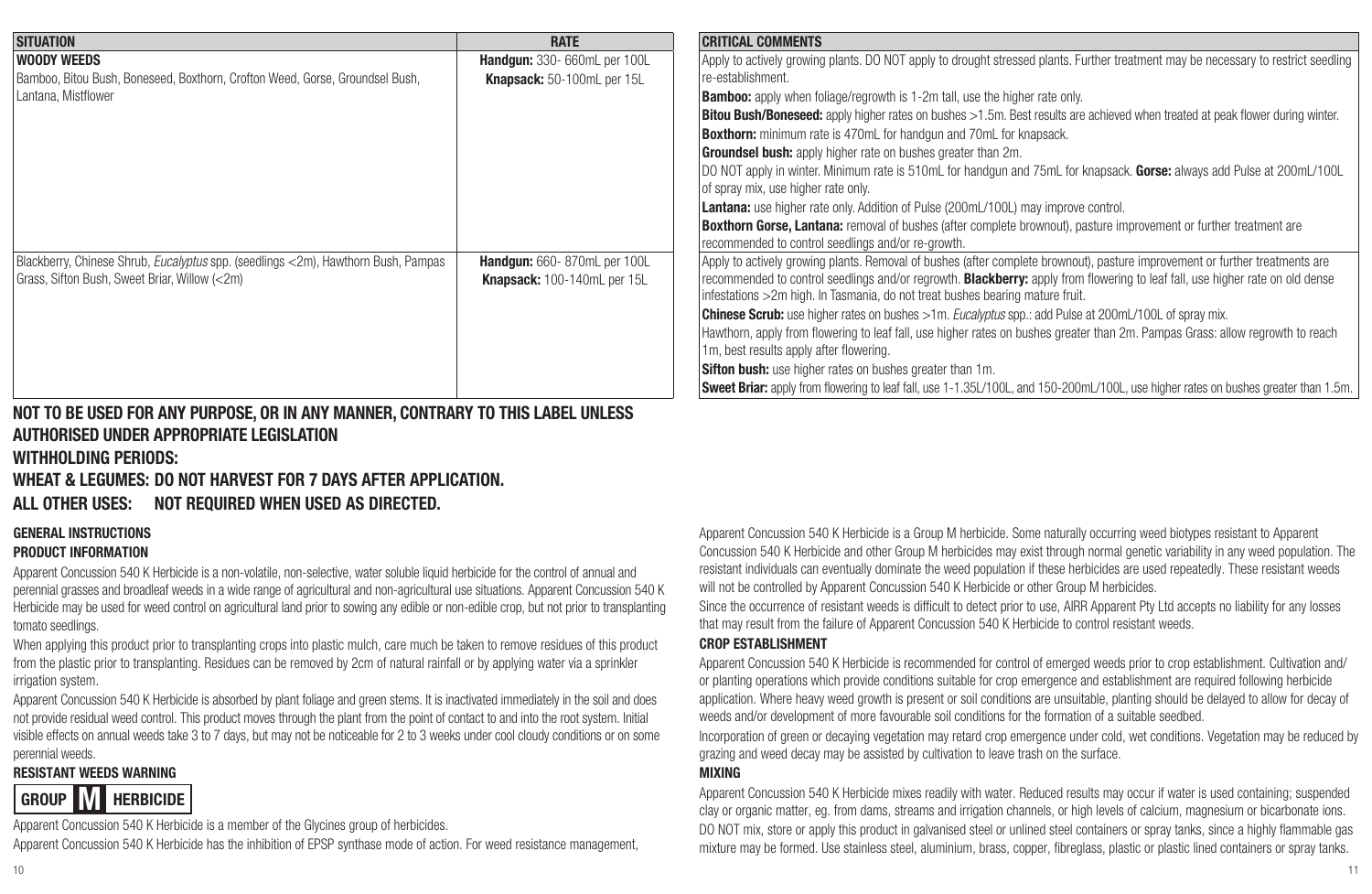| SITUATION | RATE | CRITICAL COMMENTS |
|---|---|---|
| **WOODY WEEDS** Bamboo, Bitou Bush, Boneseed, Boxthorn, Crofton Weed, Gorse, Groundsel Bush, Lantana, Mistflower | **Handgun:** 330- 660mL per 100L **Knapsack:** 50-100mL per 15L | Apply to actively growing plants. DO NOT apply to drought stressed plants. Further treatment may be necessary to restrict seedling re-establishment. **Bamboo:** apply when foliage/regrowth is 1-2m tall, use the higher rate only. **Bitou Bush/Boneseed:** apply higher rates on bushes >1.5m. Best results are achieved when treated at peak flower during winter. **Boxthorn:** minimum rate is 470mL for handgun and 70mL for knapsack. **Groundsel bush:** apply higher rate on bushes greater than 2m. DO NOT apply in winter. Minimum rate is 510mL for handgun and 75mL for knapsack. **Gorse:** always add Pulse at 200mL/100L of spray mix, use higher rate only. **Lantana:** use higher rate only. Addition of Pulse (200mL/100L) may improve control. **Boxthorn Gorse, Lantana:** removal of bushes (after complete brownout), pasture improvement or further treatment are recommended to control seedlings and/or re-growth. |
| Blackberry, Chinese Shrub, *Eucalyptus* spp. (seedlings <2m), Hawthorn Bush, Pampas Grass, Sifton Bush, Sweet Briar, Willow (<2m) | **Handgun:** 660- 870mL per 100L **Knapsack:** 100-140mL per 15L | Apply to actively growing plants. Removal of bushes (after complete brownout), pasture improvement or further treatments are recommended to control seedlings and/or regrowth. **Blackberry:** apply from flowering to leaf fall, use higher rate on old dense infestations >2m high. In Tasmania, do not treat bushes bearing mature fruit. **Chinese Scrub:** use higher rates on bushes >1m. *Eucalyptus* spp.: add Pulse at 200mL/100L of spray mix. Hawthorn, apply from flowering to leaf fall, use higher rates on bushes greater than 2m. Pampas Grass: allow regrowth to reach 1m, best results apply after flowering. **Sifton bush:** use higher rates on bushes greater than 1m. **Sweet Briar:** apply from flowering to leaf fall, use 1-1.35L/100L, and 150-200mL/100L, use higher rates on bushes greater than 1.5m. |

**NOT TO BE USED FOR ANY PURPOSE, OR IN ANY MANNER, CONTRARY TO THIS LABEL UNLESS AUTHORISED UNDER APPROPRIATE LEGISLATION**

**WITHHOLDING PERIODS:**

**WHEAT & LEGUMES: DO NOT HARVEST FOR 7 DAYS AFTER APPLICATION.**

**ALL OTHER USES: NOT REQUIRED WHEN USED AS DIRECTED.**

## GENERAL INSTRUCTIONS

### PRODUCT INFORMATION

Apparent Concussion 540 K Herbicide is a non-volatile, non-selective, water soluble liquid herbicide for the control of annual and perennial grasses and broadleaf weeds in a wide range of agricultural and non-agricultural use situations. Apparent Concussion 540 K Herbicide may be used for weed control on agricultural land prior to sowing any edible or non-edible crop, but not prior to transplanting tomato seedlings.

When applying this product prior to transplanting crops into plastic mulch, care much be taken to remove residues of this product from the plastic prior to transplanting. Residues can be removed by 2cm of natural rainfall or by applying water via a sprinkler irrigation system.

Apparent Concussion 540 K Herbicide is absorbed by plant foliage and green stems. It is inactivated immediately in the soil and does not provide residual weed control. This product moves through the plant from the point of contact to and into the root system. Initial visible effects on annual weeds take 3 to 7 days, but may not be noticeable for 2 to 3 weeks under cool cloudy conditions or on some perennial weeds.

### RESISTANT WEEDS WARNING

**GROUP M HERBICIDE**

Apparent Concussion 540 K Herbicide is a member of the Glycines group of herbicides.

Apparent Concussion 540 K Herbicide has the inhibition of EPSP synthase mode of action. For weed resistance management, Apparent Concussion 540 K Herbicide is a Group M herbicide. Some naturally occurring weed biotypes resistant to Apparent Concussion 540 K Herbicide and other Group M herbicides may exist through normal genetic variability in any weed population. The resistant individuals can eventually dominate the weed population if these herbicides are used repeatedly. These resistant weeds will not be controlled by Apparent Concussion 540 K Herbicide or other Group M herbicides.

Since the occurrence of resistant weeds is difficult to detect prior to use, AIRR Apparent Pty Ltd accepts no liability for any losses that may result from the failure of Apparent Concussion 540 K Herbicide to control resistant weeds.

### CROP ESTABLISHMENT

Apparent Concussion 540 K Herbicide is recommended for control of emerged weeds prior to crop establishment. Cultivation and/or planting operations which provide conditions suitable for crop emergence and establishment are required following herbicide application. Where heavy weed growth is present or soil conditions are unsuitable, planting should be delayed to allow for decay of weeds and/or development of more favourable soil conditions for the formation of a suitable seedbed.

Incorporation of green or decaying vegetation may retard crop emergence under cold, wet conditions. Vegetation may be reduced by grazing and weed decay may be assisted by cultivation to leave trash on the surface.

### MIXING

Apparent Concussion 540 K Herbicide mixes readily with water. Reduced results may occur if water is used containing; suspended clay or organic matter, eg. from dams, streams and irrigation channels, or high levels of calcium, magnesium or bicarbonate ions. DO NOT mix, store or apply this product in galvanised steel or unlined steel containers or spray tanks, since a highly flammable gas mixture may be formed. Use stainless steel, aluminium, brass, copper, fibreglass, plastic or plastic lined containers or spray tanks.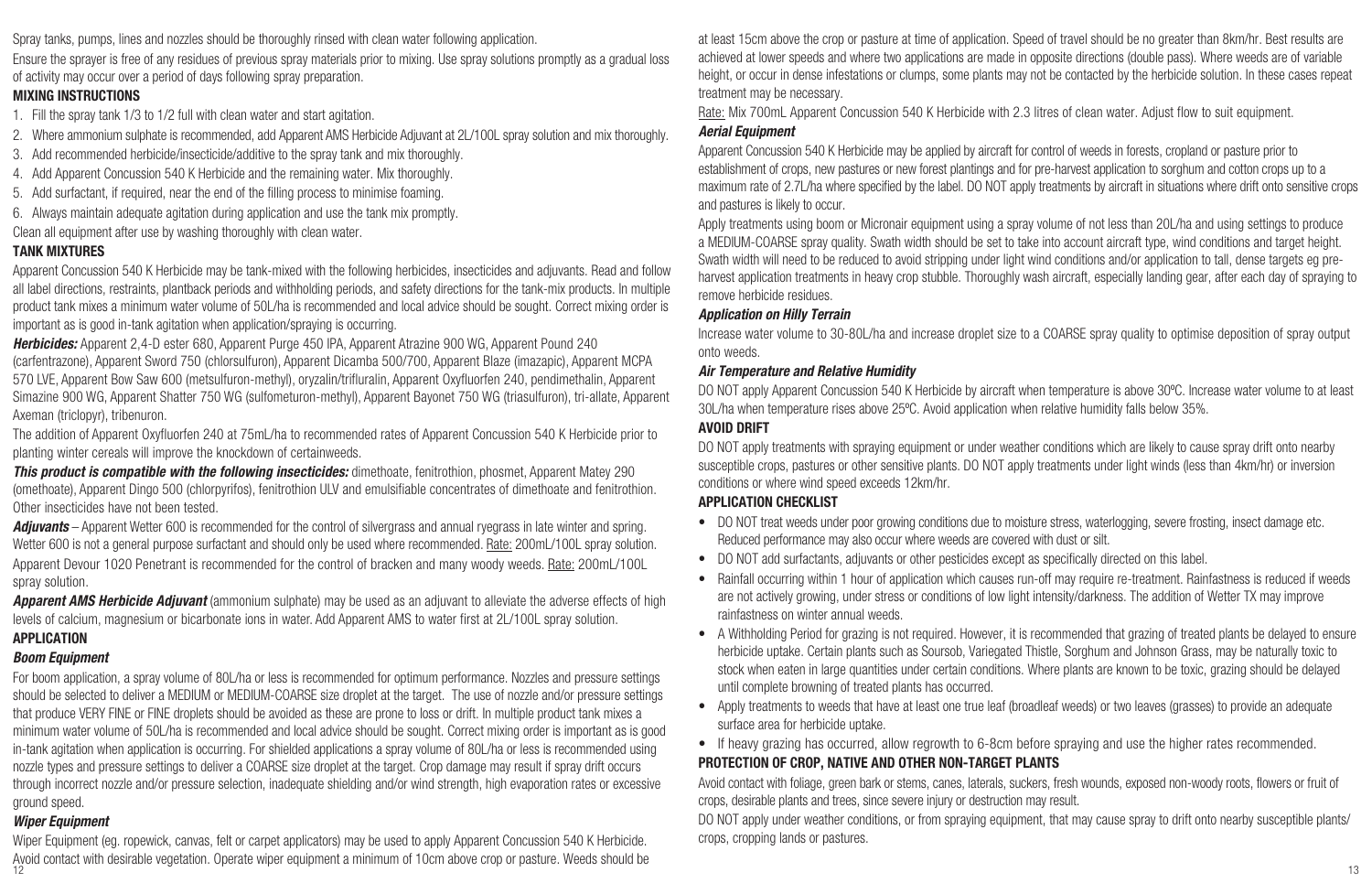Spray tanks, pumps, lines and nozzles should be thoroughly rinsed with clean water following application.

Ensure the sprayer is free of any residues of previous spray materials prior to mixing. Use spray solutions promptly as a gradual loss of activity may occur over a period of days following spray preparation.

### MIXING INSTRUCTIONS

1. Fill the spray tank 1/3 to 1/2 full with clean water and start agitation.
2. Where ammonium sulphate is recommended, add Apparent AMS Herbicide Adjuvant at 2L/100L spray solution and mix thoroughly.
3. Add recommended herbicide/insecticide/additive to the spray tank and mix thoroughly.
4. Add Apparent Concussion 540 K Herbicide and the remaining water. Mix thoroughly.
5. Add surfactant, if required, near the end of the filling process to minimise foaming.
6. Always maintain adequate agitation during application and use the tank mix promptly.

Clean all equipment after use by washing thoroughly with clean water.

### TANK MIXTURES

Apparent Concussion 540 K Herbicide may be tank-mixed with the following herbicides, insecticides and adjuvants. Read and follow all label directions, restraints, plantback periods and withholding periods, and safety directions for the tank-mix products. In multiple product tank mixes a minimum water volume of 50L/ha is recommended and local advice should be sought. Correct mixing order is important as is good in-tank agitation when application/spraying is occurring.

***Herbicides:*** Apparent 2,4-D ester 680, Apparent Purge 450 IPA, Apparent Atrazine 900 WG, Apparent Pound 240 (carfentrazone), Apparent Sword 750 (chlorsulfuron), Apparent Dicamba 500/700, Apparent Blaze (imazapic), Apparent MCPA 570 LVE, Apparent Bow Saw 600 (metsulfuron-methyl), oryzalin/trifluralin, Apparent Oxyfluorfen 240, pendimethalin, Apparent Simazine 900 WG, Apparent Shatter 750 WG (sulfometuron-methyl), Apparent Bayonet 750 WG (triasulfuron), tri-allate, Apparent Axeman (triclopyr), tribenuron.

The addition of Apparent Oxyfluorfen 240 at 75mL/ha to recommended rates of Apparent Concussion 540 K Herbicide prior to planting winter cereals will improve the knockdown of certainweeds.

***This product is compatible with the following insecticides:*** dimethoate, fenitrothion, phosmet, Apparent Matey 290 (omethoate), Apparent Dingo 500 (chlorpyrifos), fenitrothion ULV and emulsifiable concentrates of dimethoate and fenitrothion. Other insecticides have not been tested.

***Adjuvants*** – Apparent Wetter 600 is recommended for the control of silvergrass and annual ryegrass in late winter and spring. Wetter 600 is not a general purpose surfactant and should only be used where recommended. Rate: 200mL/100L spray solution.

Apparent Devour 1020 Penetrant is recommended for the control of bracken and many woody weeds. Rate: 200mL/100L spray solution.

***Apparent AMS Herbicide Adjuvant*** (ammonium sulphate) may be used as an adjuvant to alleviate the adverse effects of high levels of calcium, magnesium or bicarbonate ions in water. Add Apparent AMS to water first at 2L/100L spray solution.

### APPLICATION

#### *Boom Equipment*

For boom application, a spray volume of 80L/ha or less is recommended for optimum performance. Nozzles and pressure settings should be selected to deliver a MEDIUM or MEDIUM-COARSE size droplet at the target. The use of nozzle and/or pressure settings that produce VERY FINE or FINE droplets should be avoided as these are prone to loss or drift. In multiple product tank mixes a minimum water volume of 50L/ha is recommended and local advice should be sought. Correct mixing order is important as is good in-tank agitation when application is occurring. For shielded applications a spray volume of 80L/ha or less is recommended using nozzle types and pressure settings to deliver a COARSE size droplet at the target. Crop damage may result if spray drift occurs through incorrect nozzle and/or pressure selection, inadequate shielding and/or wind strength, high evaporation rates or excessive ground speed.

#### *Wiper Equipment*

Wiper Equipment (eg. ropewick, canvas, felt or carpet applicators) may be used to apply Apparent Concussion 540 K Herbicide. Avoid contact with desirable vegetation. Operate wiper equipment a minimum of 10cm above crop or pasture. Weeds should be at least 15cm above the crop or pasture at time of application. Speed of travel should be no greater than 8km/hr. Best results are achieved at lower speeds and where two applications are made in opposite directions (double pass). Where weeds are of variable height, or occur in dense infestations or clumps, some plants may not be contacted by the herbicide solution. In these cases repeat treatment may be necessary.

Rate: Mix 700mL Apparent Concussion 540 K Herbicide with 2.3 litres of clean water. Adjust flow to suit equipment.

#### *Aerial Equipment*

Apparent Concussion 540 K Herbicide may be applied by aircraft for control of weeds in forests, cropland or pasture prior to establishment of crops, new pastures or new forest plantings and for pre-harvest application to sorghum and cotton crops up to a maximum rate of 2.7L/ha where specified by the label. DO NOT apply treatments by aircraft in situations where drift onto sensitive crops and pastures is likely to occur.

Apply treatments using boom or Micronair equipment using a spray volume of not less than 20L/ha and using settings to produce a MEDIUM-COARSE spray quality. Swath width should be set to take into account aircraft type, wind conditions and target height. Swath width will need to be reduced to avoid stripping under light wind conditions and/or application to tall, dense targets eg pre-harvest application treatments in heavy crop stubble. Thoroughly wash aircraft, especially landing gear, after each day of spraying to remove herbicide residues.

#### *Application on Hilly Terrain*

Increase water volume to 30-80L/ha and increase droplet size to a COARSE spray quality to optimise deposition of spray output onto weeds.

#### *Air Temperature and Relative Humidity*

DO NOT apply Apparent Concussion 540 K Herbicide by aircraft when temperature is above 30ºC. Increase water volume to at least 30L/ha when temperature rises above 25ºC. Avoid application when relative humidity falls below 35%.

### AVOID DRIFT

DO NOT apply treatments with spraying equipment or under weather conditions which are likely to cause spray drift onto nearby susceptible crops, pastures or other sensitive plants. DO NOT apply treatments under light winds (less than 4km/hr) or inversion conditions or where wind speed exceeds 12km/hr.

### APPLICATION CHECKLIST

- DO NOT treat weeds under poor growing conditions due to moisture stress, waterlogging, severe frosting, insect damage etc. Reduced performance may also occur where weeds are covered with dust or silt.
- DO NOT add surfactants, adjuvants or other pesticides except as specifically directed on this label.
- Rainfall occurring within 1 hour of application which causes run-off may require re-treatment. Rainfastness is reduced if weeds are not actively growing, under stress or conditions of low light intensity/darkness. The addition of Wetter TX may improve rainfastness on winter annual weeds.
- A Withholding Period for grazing is not required. However, it is recommended that grazing of treated plants be delayed to ensure herbicide uptake. Certain plants such as Soursob, Variegated Thistle, Sorghum and Johnson Grass, may be naturally toxic to stock when eaten in large quantities under certain conditions. Where plants are known to be toxic, grazing should be delayed until complete browning of treated plants has occurred.
- Apply treatments to weeds that have at least one true leaf (broadleaf weeds) or two leaves (grasses) to provide an adequate surface area for herbicide uptake.
- If heavy grazing has occurred, allow regrowth to 6-8cm before spraying and use the higher rates recommended.

### PROTECTION OF CROP, NATIVE AND OTHER NON-TARGET PLANTS

Avoid contact with foliage, green bark or stems, canes, laterals, suckers, fresh wounds, exposed non-woody roots, flowers or fruit of crops, desirable plants and trees, since severe injury or destruction may result.

DO NOT apply under weather conditions, or from spraying equipment, that may cause spray to drift onto nearby susceptible plants/crops, cropping lands or pastures.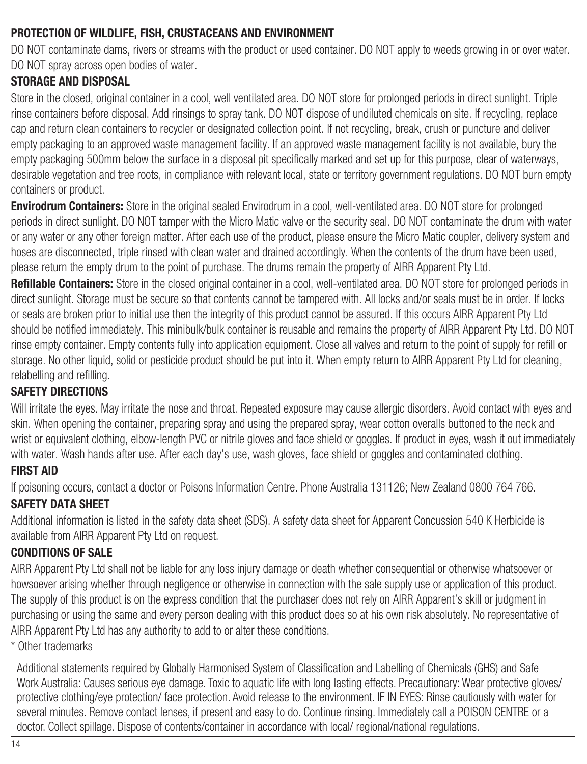## PROTECTION OF WILDLIFE, FISH, CRUSTACEANS AND ENVIRONMENT

DO NOT contaminate dams, rivers or streams with the product or used container. DO NOT apply to weeds growing in or over water. DO NOT spray across open bodies of water.

## STORAGE AND DISPOSAL

Store in the closed, original container in a cool, well ventilated area. DO NOT store for prolonged periods in direct sunlight. Triple rinse containers before disposal. Add rinsings to spray tank. DO NOT dispose of undiluted chemicals on site. If recycling, replace cap and return clean containers to recycler or designated collection point. If not recycling, break, crush or puncture and deliver empty packaging to an approved waste management facility. If an approved waste management facility is not available, bury the empty packaging 500mm below the surface in a disposal pit specifically marked and set up for this purpose, clear of waterways, desirable vegetation and tree roots, in compliance with relevant local, state or territory government regulations. DO NOT burn empty containers or product.

**Envirodrum Containers:** Store in the original sealed Envirodrum in a cool, well-ventilated area. DO NOT store for prolonged periods in direct sunlight. DO NOT tamper with the Micro Matic valve or the security seal. DO NOT contaminate the drum with water or any water or any other foreign matter. After each use of the product, please ensure the Micro Matic coupler, delivery system and hoses are disconnected, triple rinsed with clean water and drained accordingly. When the contents of the drum have been used, please return the empty drum to the point of purchase. The drums remain the property of AIRR Apparent Pty Ltd.

**Refillable Containers:** Store in the closed original container in a cool, well-ventilated area. DO NOT store for prolonged periods in direct sunlight. Storage must be secure so that contents cannot be tampered with. All locks and/or seals must be in order. If locks or seals are broken prior to initial use then the integrity of this product cannot be assured. If this occurs AIRR Apparent Pty Ltd should be notified immediately. This minibulk/bulk container is reusable and remains the property of AIRR Apparent Pty Ltd. DO NOT rinse empty container. Empty contents fully into application equipment. Close all valves and return to the point of supply for refill or storage. No other liquid, solid or pesticide product should be put into it. When empty return to AIRR Apparent Pty Ltd for cleaning, relabelling and refilling.

## SAFETY DIRECTIONS

Will irritate the eyes. May irritate the nose and throat. Repeated exposure may cause allergic disorders. Avoid contact with eyes and skin. When opening the container, preparing spray and using the prepared spray, wear cotton overalls buttoned to the neck and wrist or equivalent clothing, elbow-length PVC or nitrile gloves and face shield or goggles. If product in eyes, wash it out immediately with water. Wash hands after use. After each day's use, wash gloves, face shield or goggles and contaminated clothing.

## FIRST AID

If poisoning occurs, contact a doctor or Poisons Information Centre. Phone Australia 131126; New Zealand 0800 764 766.

## SAFETY DATA SHEET

Additional information is listed in the safety data sheet (SDS). A safety data sheet for Apparent Concussion 540 K Herbicide is available from AIRR Apparent Pty Ltd on request.

## CONDITIONS OF SALE

AIRR Apparent Pty Ltd shall not be liable for any loss injury damage or death whether consequential or otherwise whatsoever or howsoever arising whether through negligence or otherwise in connection with the sale supply use or application of this product. The supply of this product is on the express condition that the purchaser does not rely on AIRR Apparent's skill or judgment in purchasing or using the same and every person dealing with this product does so at his own risk absolutely. No representative of AIRR Apparent Pty Ltd has any authority to add to or alter these conditions.

* Other trademarks

Additional statements required by Globally Harmonised System of Classification and Labelling of Chemicals (GHS) and Safe Work Australia: Causes serious eye damage. Toxic to aquatic life with long lasting effects. Precautionary: Wear protective gloves/ protective clothing/eye protection/ face protection. Avoid release to the environment. IF IN EYES: Rinse cautiously with water for several minutes. Remove contact lenses, if present and easy to do. Continue rinsing. Immediately call a POISON CENTRE or a doctor. Collect spillage. Dispose of contents/container in accordance with local/ regional/national regulations.